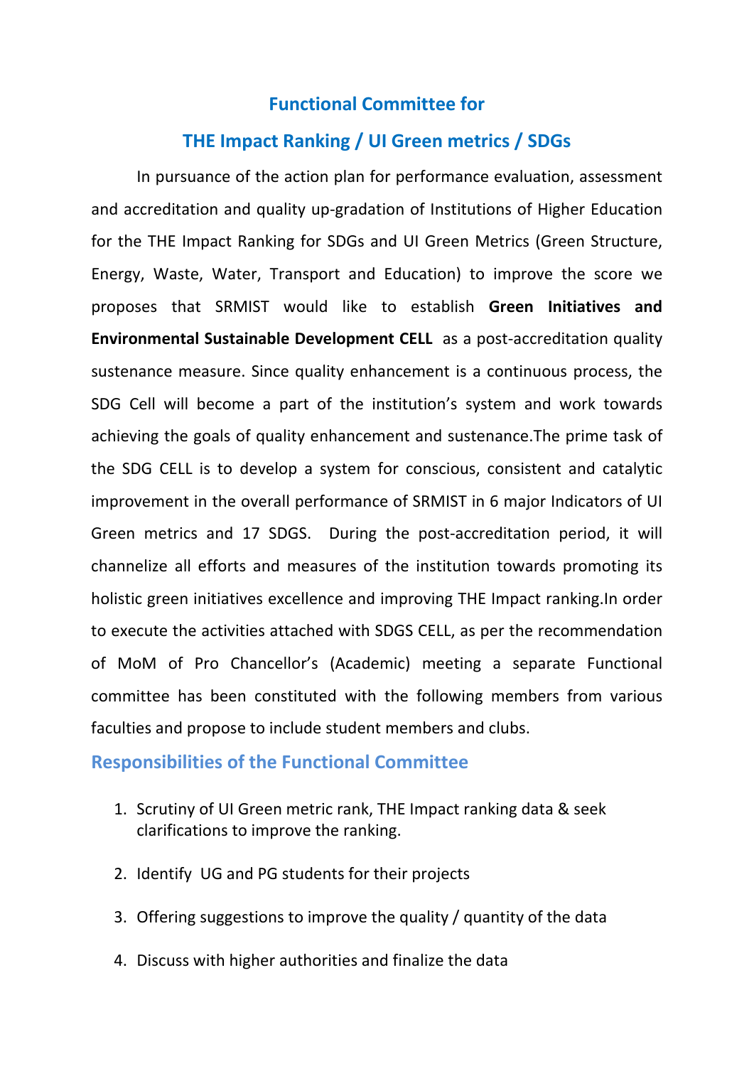# Functional Committee for

# THE Impact Ranking / UI Green metrics / SDGs

In pursuance of the action plan for performance evaluation, assessment and accreditation and quality up-gradation of Institutions of Higher Education for the THE Impact Ranking for SDGs and UI Green Metrics (Green Structure, Energy, Waste, Water, Transport and Education) to improve the score we proposes that SRMIST would like to establish **Green Initiatives and Environmental Sustainable Development CELL** as a post-accreditation quality sustenance measure. Since quality enhancement is a continuous process, the SDG Cell will become a part of the institution's system and work towards achieving the goals of quality enhancement and sustenance.The prime task of the SDG CELL is to develop a system for conscious, consistent and catalytic improvement in the overall performance of SRMIST in 6 major Indicators of UI Green metrics and 17 SDGS. During the post-accreditation period, it will channelize all efforts and measures of the institution towards promoting its holistic green initiatives excellence and improving THE Impact ranking.In order to execute the activities attached with SDGS CELL, as per the recommendation of MoM of Pro Chancellor's (Academic) meeting a separate Functional committee has been constituted with the following members from various faculties and propose to include student members and clubs.

## Responsibilities of the Functional Committee

1. Scrutiny of UI Green metric rank, THE Impact ranking data & seek clarifications to improve the ranking.
2. Identify UG and PG students for their projects
3. Offering suggestions to improve the quality / quantity of the data
4. Discuss with higher authorities and finalize the data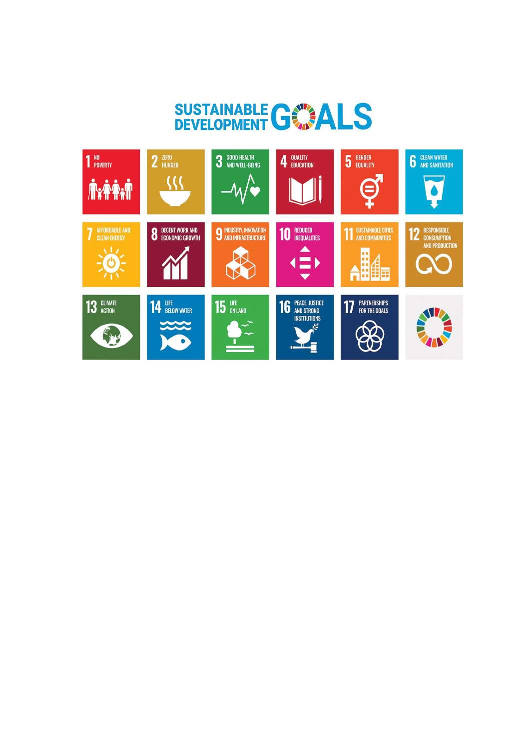# SUSTAINABLE DEVELOPMENT GOALS

1 NO POVERTY

2 ZERO HUNGER

3 GOOD HEALTH AND WELL-BEING

4 QUALITY EDUCATION

5 GENDER EQUALITY

6 CLEAN WATER AND SANITATION

7 AFFORDABLE AND CLEAN ENERGY

8 DECENT WORK AND ECONOMIC GROWTH

9 INDUSTRY, INNOVATION AND INFRASTRUCTURE

10 REDUCED INEQUALITIES

11 SUSTAINABLE CITIES AND COMMUNITIES

12 RESPONSIBLE CONSUMPTION AND PRODUCTION

13 CLIMATE ACTION

14 LIFE BELOW WATER

15 LIFE ON LAND

16 PEACE, JUSTICE AND STRONG INSTITUTIONS

17 PARTNERSHIPS FOR THE GOALS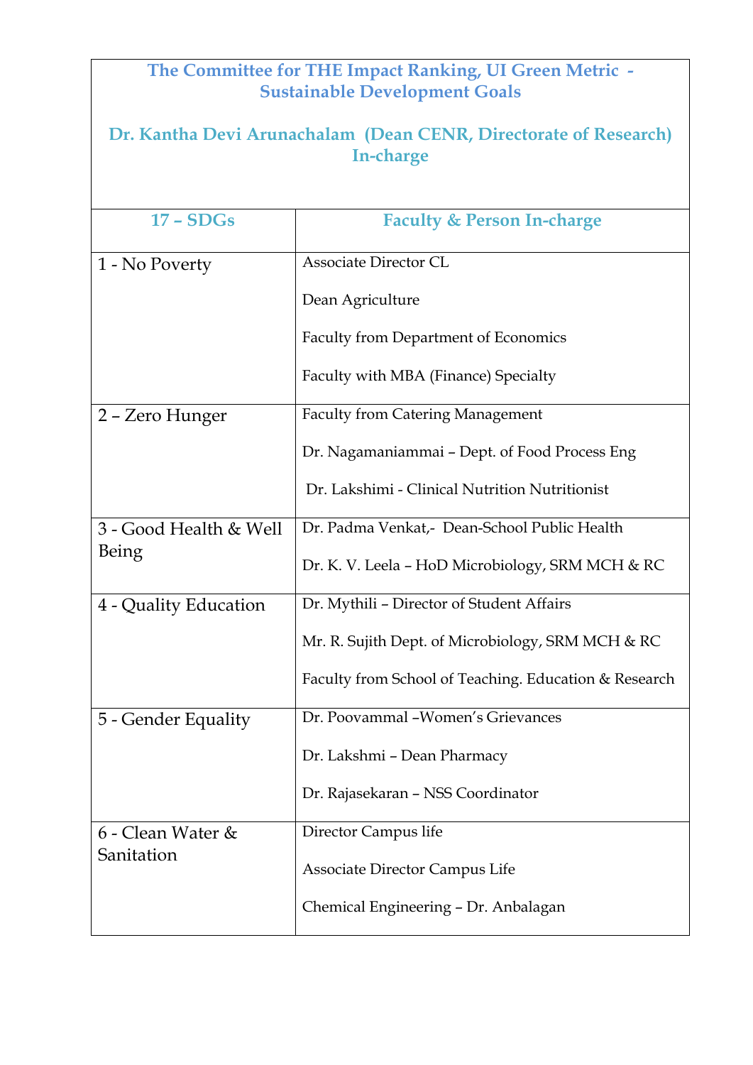**The Committee for THE Impact Ranking, UI Green Metric - Sustainable Development Goals**

**Dr. Kantha Devi Arunachalam (Dean CENR, Directorate of Research) In-charge**

| 17 – SDGs | Faculty & Person In-charge |
|---|---|
| 1 - No Poverty | Associate Director CL<br><br>Dean Agriculture<br><br>Faculty from Department of Economics<br><br>Faculty with MBA (Finance) Specialty |
| 2 – Zero Hunger | Faculty from Catering Management<br><br>Dr. Nagamaniammai – Dept. of Food Process Eng<br><br>Dr. Lakshimi - Clinical Nutrition Nutritionist |
| 3 - Good Health & Well Being | Dr. Padma Venkat,- Dean-School Public Health<br><br>Dr. K. V. Leela – HoD Microbiology, SRM MCH & RC |
| 4 - Quality Education | Dr. Mythili – Director of Student Affairs<br><br>Mr. R. Sujith Dept. of Microbiology, SRM MCH & RC<br><br>Faculty from School of Teaching. Education & Research |
| 5 - Gender Equality | Dr. Poovammal –Women's Grievances<br><br>Dr. Lakshmi – Dean Pharmacy<br><br>Dr. Rajasekaran – NSS Coordinator |
| 6 - Clean Water & Sanitation | Director Campus life<br><br>Associate Director Campus Life<br><br>Chemical Engineering – Dr. Anbalagan |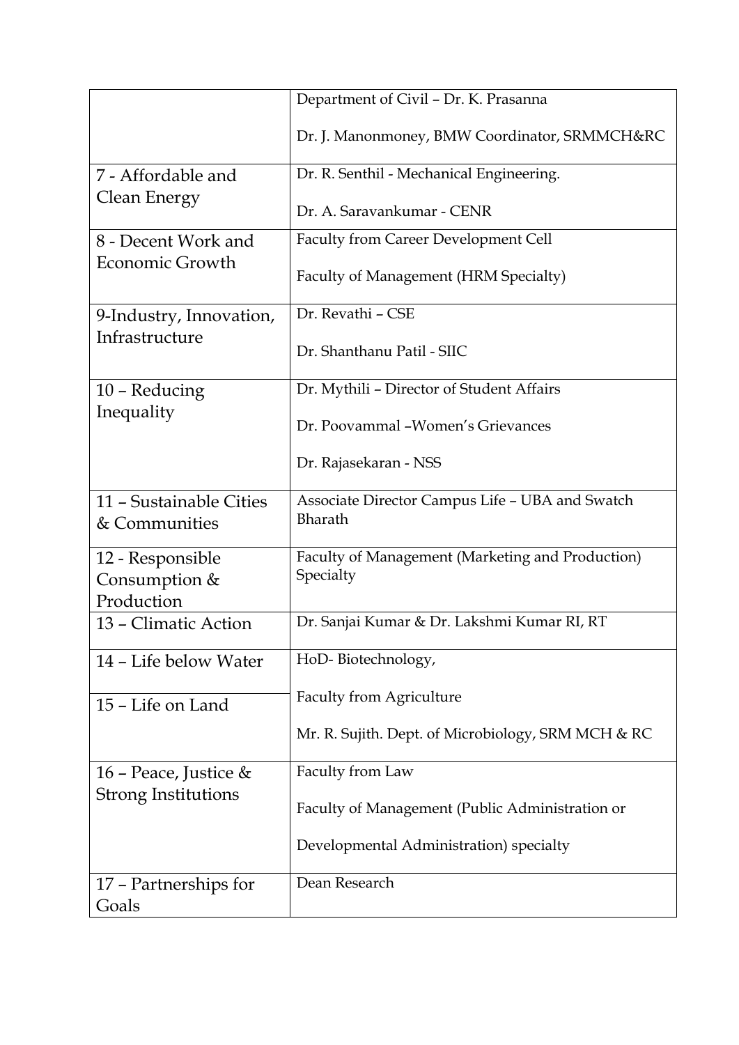| | |
|---|---|
| | Department of Civil – Dr. K. Prasanna<br><br>Dr. J. Manonmoney, BMW Coordinator, SRMMCH&RC |
| 7 - Affordable and Clean Energy | Dr. R. Senthil - Mechanical Engineering.<br><br>Dr. A. Saravankumar - CENR |
| 8 - Decent Work and Economic Growth | Faculty from Career Development Cell<br><br>Faculty of Management (HRM Specialty) |
| 9-Industry, Innovation, Infrastructure | Dr. Revathi – CSE<br><br>Dr. Shanthanu Patil - SIIC |
| 10 – Reducing Inequality | Dr. Mythili – Director of Student Affairs<br><br>Dr. Poovammal –Women's Grievances<br><br>Dr. Rajasekaran - NSS |
| 11 – Sustainable Cities & Communities | Associate Director Campus Life – UBA and Swatch Bharath |
| 12 - Responsible Consumption & Production | Faculty of Management (Marketing and Production) Specialty |
| 13 – Climatic Action | Dr. Sanjai Kumar & Dr. Lakshmi Kumar RI, RT |
| 14 – Life below Water<br><br>15 – Life on Land | HoD- Biotechnology,<br><br>Faculty from Agriculture<br><br>Mr. R. Sujith. Dept. of Microbiology, SRM MCH & RC |
| 16 – Peace, Justice & Strong Institutions | Faculty from Law<br><br>Faculty of Management (Public Administration or<br><br>Developmental Administration) specialty |
| 17 – Partnerships for Goals | Dean Research |